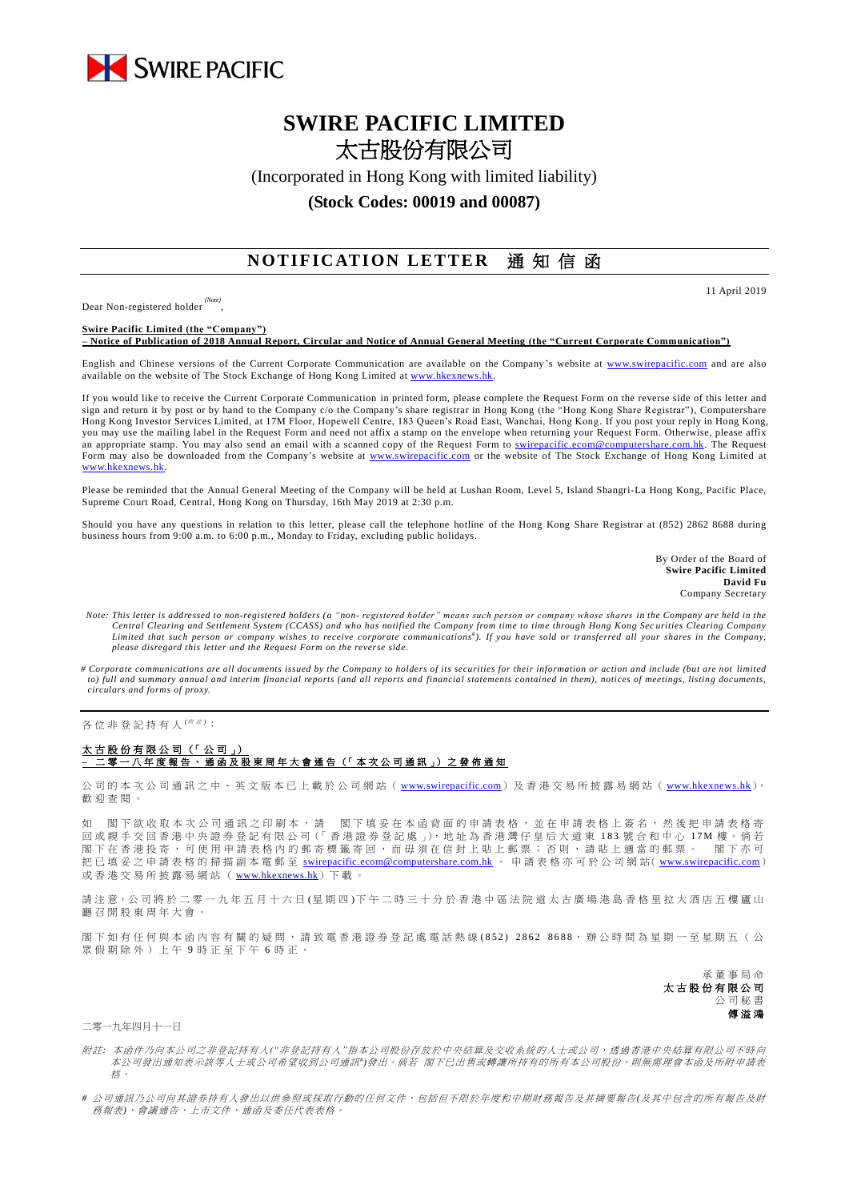SWIRE PACIFIC

# SWIRE PACIFIC LIMITED
# 太古股份有限公司

(Incorporated in Hong Kong with limited liability)

**(Stock Codes: 00019 and 00087)**

## NOTIFICATION LETTER 通知信函

11 April 2019

Dear Non-registered holder [(Note)],

**Swire Pacific Limited (the "Company")**
**– Notice of Publication of 2018 Annual Report, Circular and Notice of Annual General Meeting (the "Current Corporate Communication")**

English and Chinese versions of the Current Corporate Communication are available on the Company's website at www.swirepacific.com and are also available on the website of The Stock Exchange of Hong Kong Limited at www.hkexnews.hk.

If you would like to receive the Current Corporate Communication in printed form, please complete the Request Form on the reverse side of this letter and sign and return it by post or by hand to the Company c/o the Company's share registrar in Hong Kong (the "Hong Kong Share Registrar"), Computershare Hong Kong Investor Services Limited, at 17M Floor, Hopewell Centre, 183 Queen's Road East, Wanchai, Hong Kong. If you post your reply in Hong Kong, you may use the mailing label in the Request Form and need not affix a stamp on the envelope when returning your Request Form. Otherwise, please affix an appropriate stamp. You may also send an email with a scanned copy of the Request Form to swirepacific.ecom@computershare.com.hk. The Request Form may also be downloaded from the Company's website at www.swirepacific.com or the website of The Stock Exchange of Hong Kong Limited at www.hkexnews.hk.

Please be reminded that the Annual General Meeting of the Company will be held at Lushan Room, Level 5, Island Shangri-La Hong Kong, Pacific Place, Supreme Court Road, Central, Hong Kong on Thursday, 16th May 2019 at 2:30 p.m.

Should you have any questions in relation to this letter, please call the telephone hotline of the Hong Kong Share Registrar at (852) 2862 8688 during business hours from 9:00 a.m. to 6:00 p.m., Monday to Friday, excluding public holidays.

By Order of the Board of
**Swire Pacific Limited**
**David Fu**
Company Secretary

*Note: This letter is addressed to non-registered holders (a "non- registered holder" means such person or company whose shares in the Company are held in the Central Clearing and Settlement System (CCASS) and who has notified the Company from time to time through Hong Kong Securities Clearing Company Limited that such person or company wishes to receive corporate communications[#]). If you have sold or transferred all your shares in the Company, please disregard this letter and the Request Form on the reverse side.*

*# Corporate communications are all documents issued by the Company to holders of its securities for their information or action and include (but are not limited to) full and summary annual and interim financial reports (and all reports and financial statements contained in them), notices of meetings, listing documents, circulars and forms of proxy.*

---

各位非登記持有人[(附註)]：

**太古股份有限公司（「公司」）**
**－二零一八年度報告、通函及股東周年大會通告（「本次公司通訊」）之發佈通知**

公司的本次公司通訊之中、英文版本已上載於公司網站（www.swirepacific.com）及香港交易所披露易網站（www.hkexnews.hk），歡迎查閱。

如 閣下欲收取本次公司通訊之印刷本，請 閣下填妥在本函背面的申請表格，並在申請表格上簽名，然後把申請表格寄回或親手交回香港中央證券登記有限公司（「香港證券登記處」），地址為香港灣仔皇后大道東183號合和中心17M樓。倘若 閣下在香港投寄，可使用申請表格內的郵寄標籤寄回，而毋須在信封上貼上郵票；否則，請貼上適當的郵票。 閣下亦可把已填妥之申請表格的掃描副本電郵至 swirepacific.ecom@computershare.com.hk 。申請表格亦可於公司網站（www.swirepacific.com）或香港交易所披露易網站（www.hkexnews.hk）下載。

請注意，公司將於二零一九年五月十六日(星期四)下午二時三十分於香港中區法院道太古廣場港島香格里拉大酒店五樓廬山廳召開股東周年大會。

閣下如有任何與本函內容有關的疑問，請致電香港證券登記處電話熱線(852) 2862 8688，辦公時間為星期一至星期五（公眾假期除外）上午9時正至下午6時正。

承董事局命
**太古股份有限公司**
公司秘書
**傅溢鴻**

二零一九年四月十一日

*附註：本函件乃向本公司之非登記持有人("非登記持有人"指本公司股份存放於中央結算及交收系統的人士或公司，透過香港中央結算有限公司不時向本公司發出通知表示該等人士或公司希望收到公司通訊[#])發出。倘若 閣下已出售或轉讓所持有的所有本公司股份，則無需理會本函及所附申請表格。*

*# 公司通訊乃公司向其證券持有人發出以供參照或採取行動的任何文件，包括但不限於年度和中期財務報告及其摘要報告(及其中包含的所有報告及財務報表)、會議通告、上市文件、通函及委任代表表格。*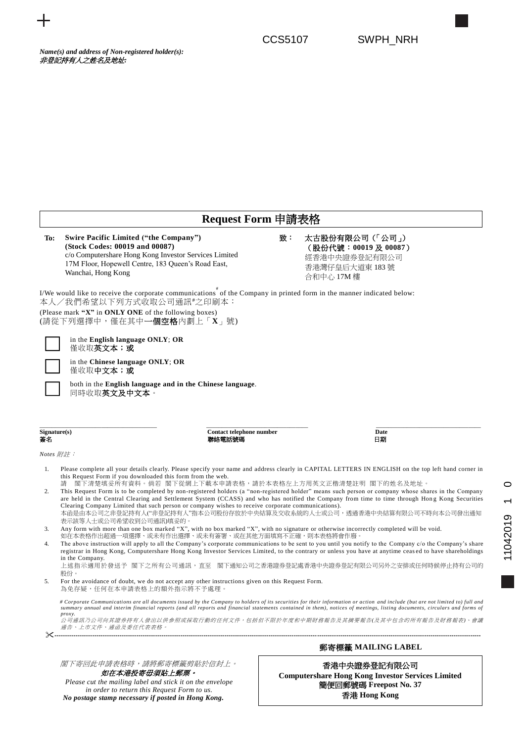CCS5107 SWPH_NRH

*Name(s) and address of Non-registered holder(s):*
***非登記持有人之姓名及地址:***

# Request Form 申請表格

**To:** **Swire Pacific Limited ("the Company")**
**(Stock Codes: 00019 and 00087)**
c/o Computershare Hong Kong Investor Services Limited
17M Floor, Hopewell Centre, 183 Queen's Road East,
Wanchai, Hong Kong

**致：** **太古股份有限公司(「公司」)**
**(股份代號：00019 及 00087)**
經香港中央證券登記有限公司
香港灣仔皇后大道東 183 號
合和中心 17M 樓

I/We would like to receive the corporate communications# of the Company in printed form in the manner indicated below:
本人／我們希望以下列方式收取公司通訊#之印刷本：

(Please mark **"X"** in **ONLY ONE** of the following boxes)
(請從下列選擇中，僅在其中**一個空格**內劃上「**X**」號)

☐ in the **English language ONLY**; **OR**
僅收取**英文本；或**

☐ in the **Chinese language ONLY**; **OR**
僅收取**中文本；或**

☐ both in the **English language and in the Chinese language**.
同時收取**英文及中文本**。

| **Signature(s)**<br>**簽名** | **Contact telephone number**<br>**聯絡電話號碼** | **Date**<br>**日期** |
|---|---|---|

*Notes 附註：*

1. Please complete all your details clearly. Please specify your name and address clearly in CAPITAL LETTERS IN ENGLISH on the top left hand corner in this Request Form if you downloaded this form from the web.
請 閣下清楚填妥所有資料。倘若 閣下從網上下載本申請表格，請於本表格左上方用英文正楷清楚註明 閣下的姓名及地址。
2. This Request Form is to be completed by non-registered holders (a "non-registered holder" means such person or company whose shares in the Company are held in the Central Clearing and Settlement System (CCASS) and who has notified the Company from time to time through Hong Kong Securities Clearing Company Limited that such person or company wishes to receive corporate communications).
本函是由本公司之非登記持有人("非登記持有人"指本公司股份存放於中央結算及交收系統的人士或公司，透過香港中央結算有限公司不時向本公司發出通知表示該等人士或公司希望收到公司通訊)填妥的。
3. Any form with more than one box marked "X", with no box marked "X", with no signature or otherwise incorrectly completed will be void.
如在本表格作出超過一項選擇、或未有作出選擇、或未有簽署、或在其他方面填寫不正確，則本表格將會作廢。
4. The above instruction will apply to all the Company's corporate communications to be sent to you until you notify to the Company c/o the Company's share registrar in Hong Kong, Computershare Hong Kong Investor Services Limited, to the contrary or unless you have at anytime ceased to have shareholdings in the Company.
上述指示適用於發送予 閣下之所有公司通訊，直至 閣下通知公司之香港證券登記處香港中央證券登記有限公司另外之安排或任何時候停止持有公司的股份。
5. For the avoidance of doubt, we do not accept any other instructions given on this Request Form.
為免存疑，任何在本申請表格上的額外指示將不予處理。

*# Corporate Communications are all documents issued by the Company to holders of its securities for their information or action and include (but are not limited to) full and summary annual and interim financial reports (and all reports and financial statements contained in them), notices of meetings, listing documents, circulars and forms of proxy.*
*公司通訊乃公司向其證券持有人發出以供參照或採取行動的任何文件，包括但不限於年度和中期財務報告及其摘要報告(及其中包含的所有報告及財務報表)、會議通告、上市文件、通函及委任代表表格。*

---

*閣下寄回此申請表格時，請將郵寄標籤剪貼於信封上。*
***如在本港投寄毋須貼上郵票。***
*Please cut the mailing label and stick it on the envelope in order to return this Request Form to us.*
***No postage stamp necessary if posted in Hong Kong.***

**郵寄標籤 MAILING LABEL**

**香港中央證券登記有限公司**
**Computershare Hong Kong Investor Services Limited**
**簡便回郵號碼 Freepost No. 37**
**香港 Hong Kong**

11042019 1 0